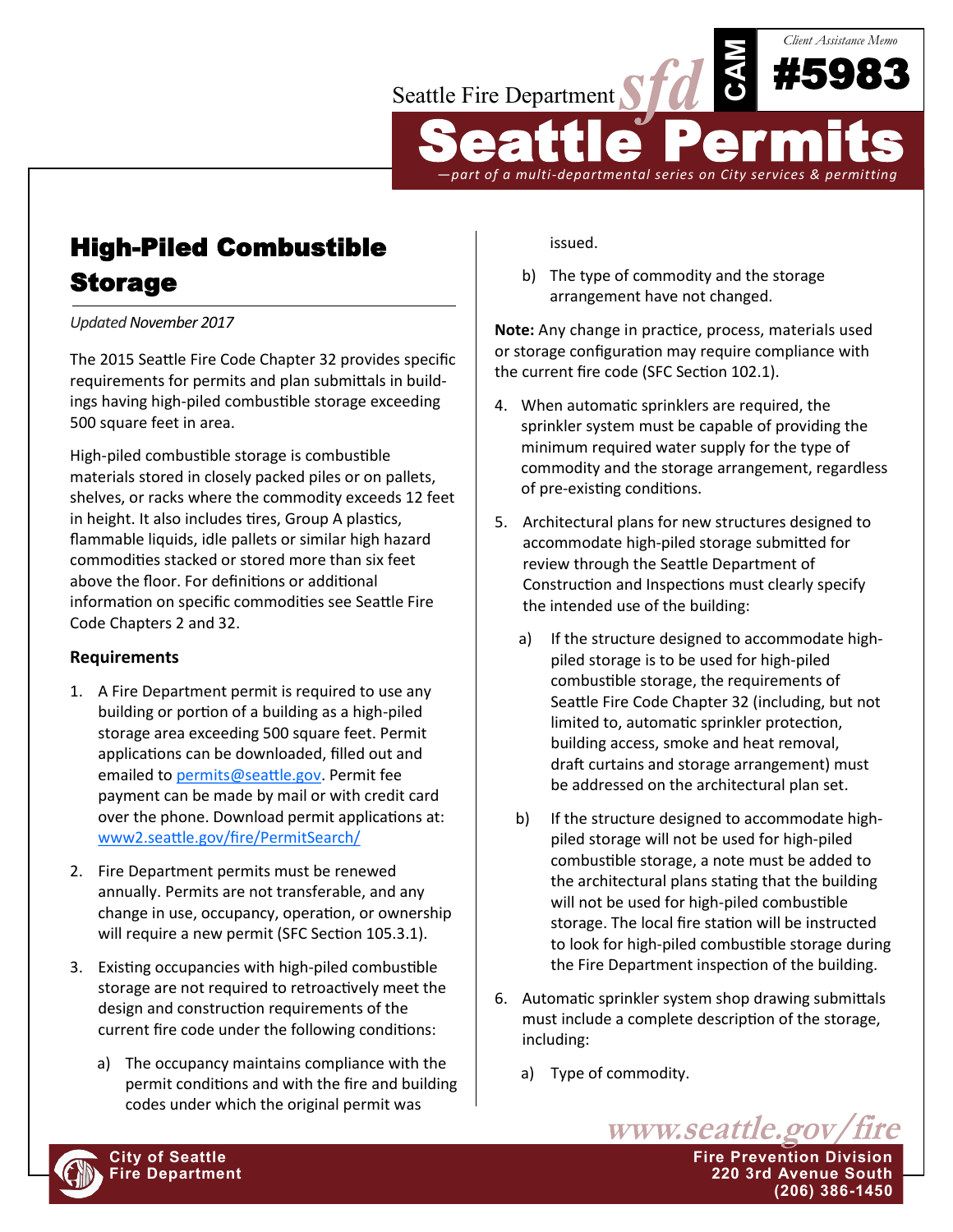Seattle Fire Department

Client Assistance Memo

CAM #5983

# Seattle Permits

*—part of a multi-departmental series on City services & permitting*

## High-Piled Combustible Storage

*Updated November 2017*

The 2015 Seattle Fire Code Chapter 32 provides specific requirements for permits and plan submittals in buildings having high-piled combustible storage exceeding 500 square feet in area.

High-piled combustible storage is combustible materials stored in closely packed piles or on pallets, shelves, or racks where the commodity exceeds 12 feet in height. It also includes tires, Group A plastics, flammable liquids, idle pallets or similar high hazard commodities stacked or stored more than six feet above the floor. For definitions or additional information on specific commodities see Seattle Fire Code Chapters 2 and 32.

### Requirements

1. A Fire Department permit is required to use any building or portion of a building as a high-piled storage area exceeding 500 square feet. Permit applications can be downloaded, filled out and emailed to permits@seattle.gov. Permit fee payment can be made by mail or with credit card over the phone. Download permit applications at: www2.seattle.gov/fire/PermitSearch/

2. Fire Department permits must be renewed annually. Permits are not transferable, and any change in use, occupancy, operation, or ownership will require a new permit (SFC Section 105.3.1).

3. Existing occupancies with high-piled combustible storage are not required to retroactively meet the design and construction requirements of the current fire code under the following conditions:

   a) The occupancy maintains compliance with the permit conditions and with the fire and building codes under which the original permit was issued.

   b) The type of commodity and the storage arrangement have not changed.

**Note:** Any change in practice, process, materials used or storage configuration may require compliance with the current fire code (SFC Section 102.1).

4. When automatic sprinklers are required, the sprinkler system must be capable of providing the minimum required water supply for the type of commodity and the storage arrangement, regardless of pre-existing conditions.

5. Architectural plans for new structures designed to accommodate high-piled storage submitted for review through the Seattle Department of Construction and Inspections must clearly specify the intended use of the building:

   a) If the structure designed to accommodate high-piled storage is to be used for high-piled combustible storage, the requirements of Seattle Fire Code Chapter 32 (including, but not limited to, automatic sprinkler protection, building access, smoke and heat removal, draft curtains and storage arrangement) must be addressed on the architectural plan set.

   b) If the structure designed to accommodate high-piled storage will not be used for high-piled combustible storage, a note must be added to the architectural plans stating that the building will not be used for high-piled combustible storage. The local fire station will be instructed to look for high-piled combustible storage during the Fire Department inspection of the building.

6. Automatic sprinkler system shop drawing submittals must include a complete description of the storage, including:

   a) Type of commodity.

www.seattle.gov/fire

City of Seattle
Fire Department

Fire Prevention Division
220 3rd Avenue South
(206) 386-1450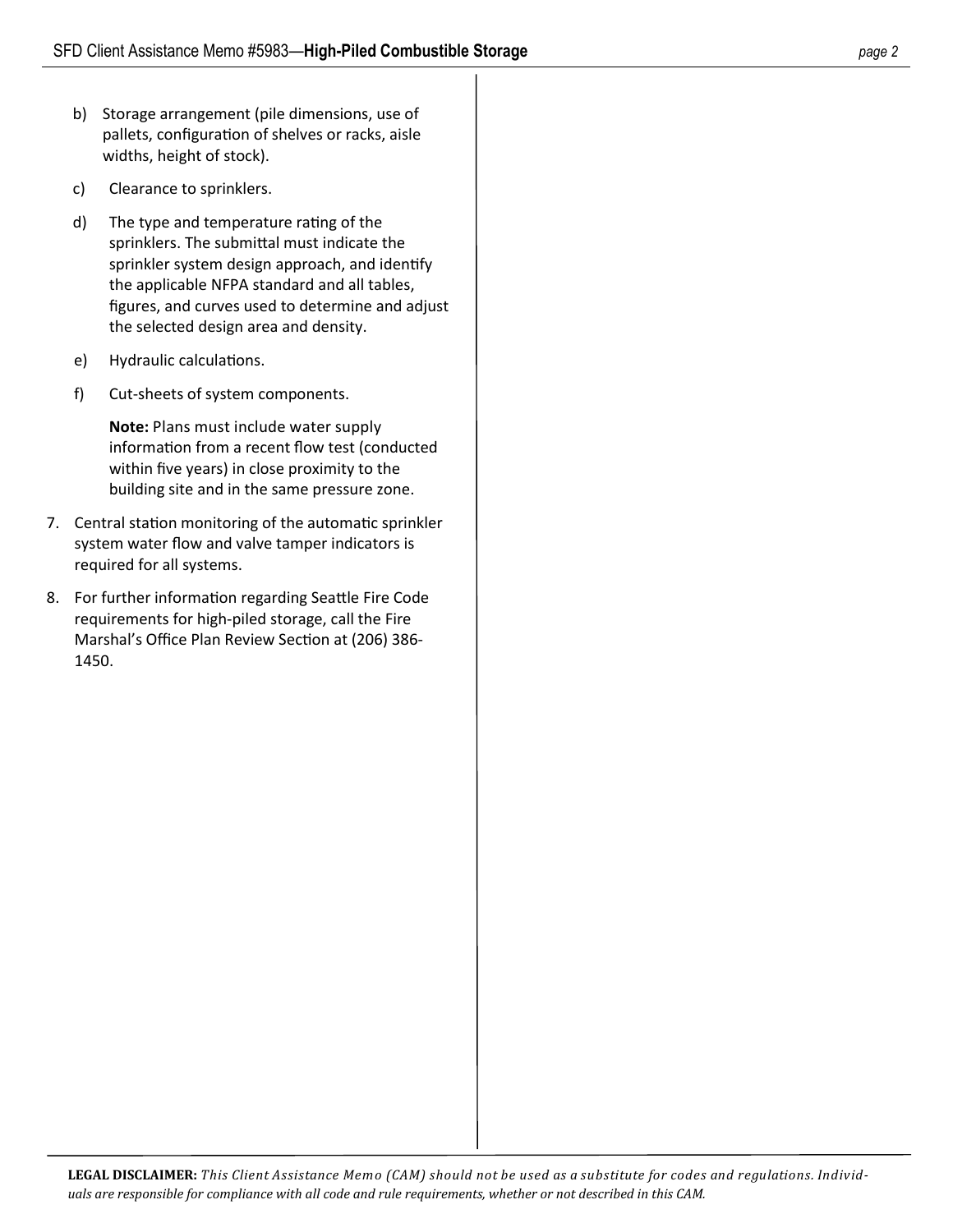b) Storage arrangement (pile dimensions, use of pallets, configuration of shelves or racks, aisle widths, height of stock).

c) Clearance to sprinklers.

d) The type and temperature rating of the sprinklers. The submittal must indicate the sprinkler system design approach, and identify the applicable NFPA standard and all tables, figures, and curves used to determine and adjust the selected design area and density.

e) Hydraulic calculations.

f) Cut-sheets of system components.

**Note:** Plans must include water supply information from a recent flow test (conducted within five years) in close proximity to the building site and in the same pressure zone.

7. Central station monitoring of the automatic sprinkler system water flow and valve tamper indicators is required for all systems.

8. For further information regarding Seattle Fire Code requirements for high-piled storage, call the Fire Marshal's Office Plan Review Section at (206) 386-1450.

**LEGAL DISCLAIMER:** *This Client Assistance Memo (CAM) should not be used as a substitute for codes and regulations. Individuals are responsible for compliance with all code and rule requirements, whether or not described in this CAM.*